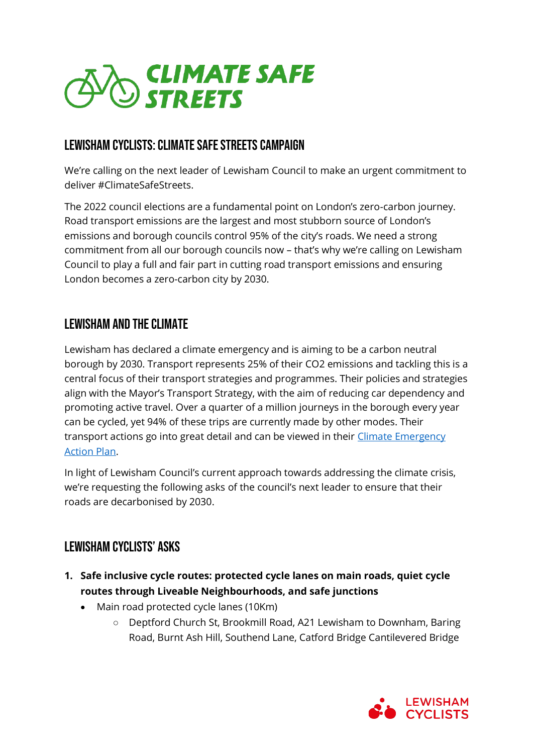# CLIMATE SAFE STREETS

## LEWISHAM CYCLISTS: CLIMATE SAFE STREETS CAMPAIGN

We're calling on the next leader of Lewisham Council to make an urgent commitment to deliver #ClimateSafeStreets.

The 2022 council elections are a fundamental point on London's zero-carbon journey. Road transport emissions are the largest and most stubborn source of London's emissions and borough councils control 95% of the city's roads. We need a strong commitment from all our borough councils now – that's why we're calling on Lewisham Council to play a full and fair part in cutting road transport emissions and ensuring London becomes a zero-carbon city by 2030.

## LEWISHAM AND THE CLIMATE

Lewisham has declared a climate emergency and is aiming to be a carbon neutral borough by 2030. Transport represents 25% of their $CO_2$ emissions and tackling this is a central focus of their transport strategies and programmes. Their policies and strategies align with the Mayor's Transport Strategy, with the aim of reducing car dependency and promoting active travel. Over a quarter of a million journeys in the borough every year can be cycled, yet 94% of these trips are currently made by other modes. Their transport actions go into great detail and can be viewed in their [Climate Emergency Action Plan](Climate Emergency Action Plan).

In light of Lewisham Council's current approach towards addressing the climate crisis, we're requesting the following asks of the council's next leader to ensure that their roads are decarbonised by 2030.

## LEWISHAM CYCLISTS' ASKS

1. **Safe inclusive cycle routes: protected cycle lanes on main roads, quiet cycle routes through Liveable Neighbourhoods, and safe junctions**
   - Main road protected cycle lanes (10Km)
     - Deptford Church St, Brookmill Road, A21 Lewisham to Downham, Baring Road, Burnt Ash Hill, Southend Lane, Catford Bridge Cantilevered Bridge

LEWISHAM CYCLISTS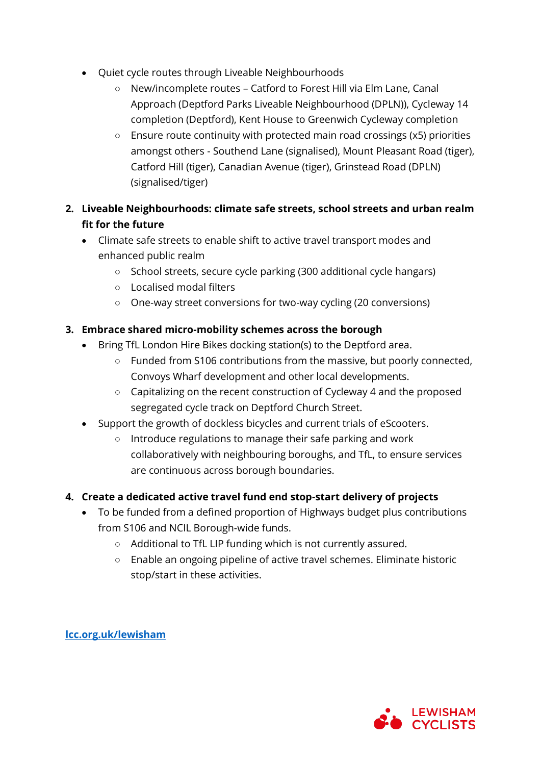- Quiet cycle routes through Liveable Neighbourhoods
    - New/incomplete routes – Catford to Forest Hill via Elm Lane, Canal Approach (Deptford Parks Liveable Neighbourhood (DPLN)), Cycleway 14 completion (Deptford), Kent House to Greenwich Cycleway completion
    - Ensure route continuity with protected main road crossings (x5) priorities amongst others - Southend Lane (signalised), Mount Pleasant Road (tiger), Catford Hill (tiger), Canadian Avenue (tiger), Grinstead Road (DPLN) (signalised/tiger)

2. **Liveable Neighbourhoods: climate safe streets, school streets and urban realm fit for the future**
    - Climate safe streets to enable shift to active travel transport modes and enhanced public realm
        - School streets, secure cycle parking (300 additional cycle hangars)
        - Localised modal filters
        - One-way street conversions for two-way cycling (20 conversions)

3. **Embrace shared micro-mobility schemes across the borough**
    - Bring TfL London Hire Bikes docking station(s) to the Deptford area.
        - Funded from S106 contributions from the massive, but poorly connected, Convoys Wharf development and other local developments.
        - Capitalizing on the recent construction of Cycleway 4 and the proposed segregated cycle track on Deptford Church Street.
    - Support the growth of dockless bicycles and current trials of eScooters.
        - Introduce regulations to manage their safe parking and work collaboratively with neighbouring boroughs, and TfL, to ensure services are continuous across borough boundaries.

4. **Create a dedicated active travel fund end stop-start delivery of projects**
    - To be funded from a defined proportion of Highways budget plus contributions from S106 and NCIL Borough-wide funds.
        - Additional to TfL LIP funding which is not currently assured.
        - Enable an ongoing pipeline of active travel schemes. Eliminate historic stop/start in these activities.

**lcc.org.uk/lewisham**

LEWISHAM CYCLISTS